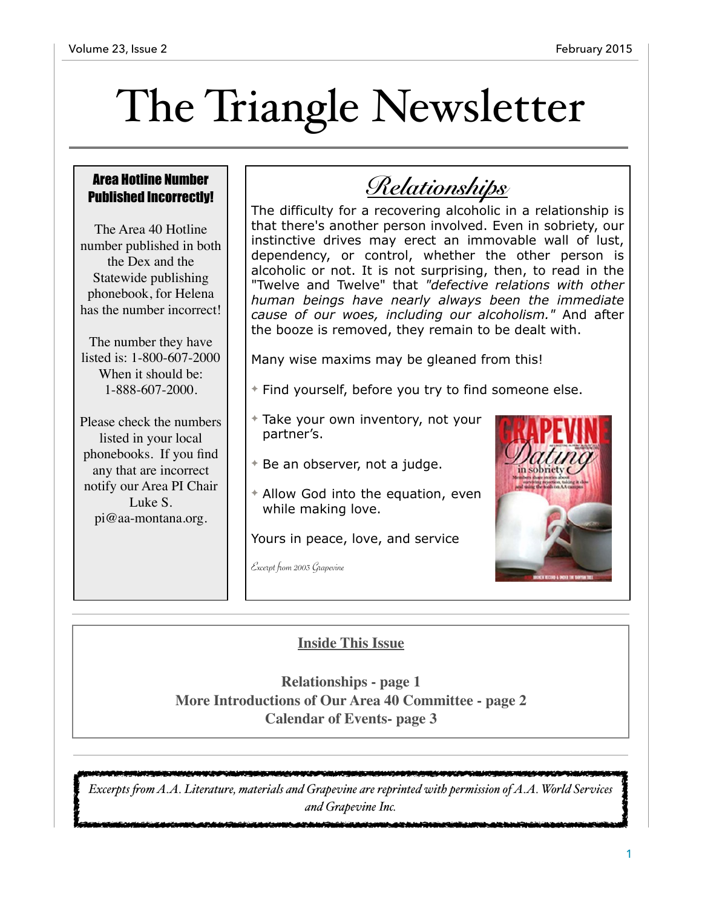# The Triangle Newsletter

### Area Hotline Number Published Incorrectly!

The Area 40 Hotline number published in both the Dex and the Statewide publishing phonebook, for Helena has the number incorrect!

The number they have listed is: 1-800-607-2000
When it should be: 1-888-607-2000.

Please check the numbers listed in your local phonebooks. If you find any that are incorrect notify our Area PI Chair Luke S. pi@aa-montana.org.

## *Relationships*

The difficulty for a recovering alcoholic in a relationship is that there's another person involved. Even in sobriety, our instinctive drives may erect an immovable wall of lust, dependency, or control, whether the other person is alcoholic or not. It is not surprising, then, to read in the "Twelve and Twelve" that *"defective relations with other human beings have nearly always been the immediate cause of our woes, including our alcoholism."* And after the booze is removed, they remain to be dealt with.

Many wise maxims may be gleaned from this!

- Find yourself, before you try to find someone else.
- Take your own inventory, not your partner's.
- Be an observer, not a judge.
- Allow God into the equation, even while making love.

Yours in peace, love, and service

*Excerpt from 2003 Grapevine*

### Inside This Issue

**Relationships - page 1**
**More Introductions of Our Area 40 Committee - page 2**
**Calendar of Events- page 3**

*Excerpts from A.A. Literature, materials and Grapevine are reprinted with permission of A.A. World Services and Grapevine Inc.*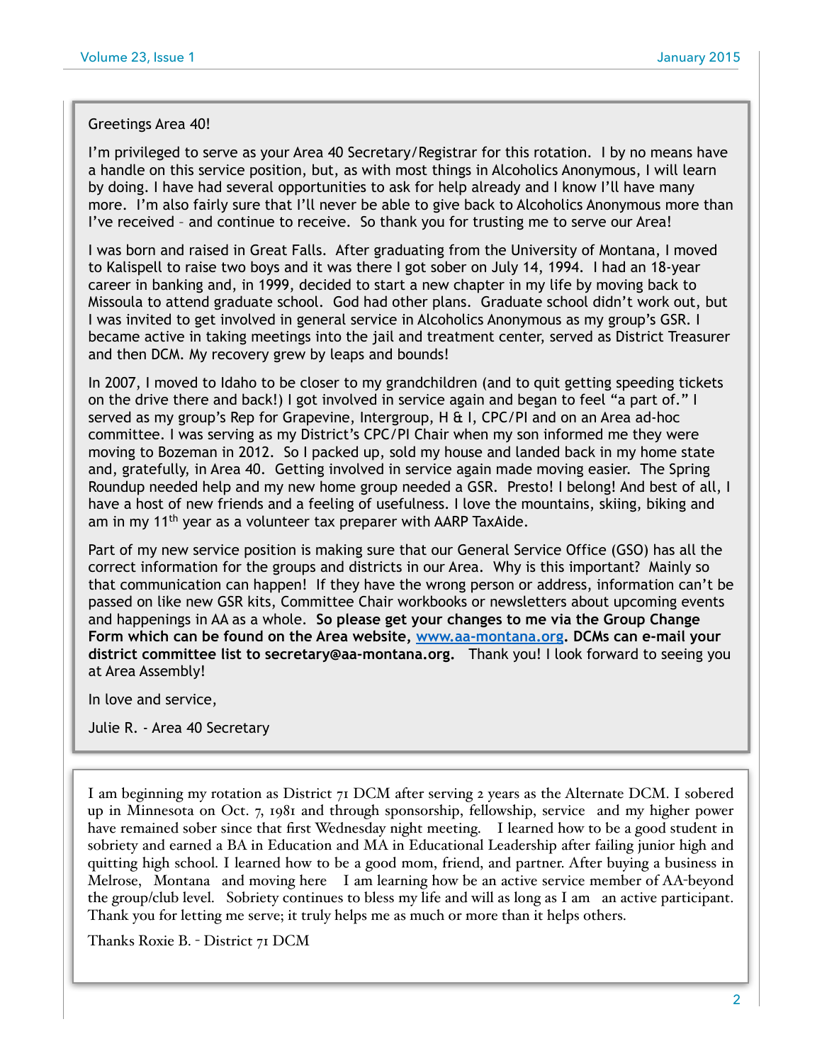Greetings Area 40!

I'm privileged to serve as your Area 40 Secretary/Registrar for this rotation. I by no means have a handle on this service position, but, as with most things in Alcoholics Anonymous, I will learn by doing. I have had several opportunities to ask for help already and I know I'll have many more. I'm also fairly sure that I'll never be able to give back to Alcoholics Anonymous more than I've received – and continue to receive. So thank you for trusting me to serve our Area!

I was born and raised in Great Falls. After graduating from the University of Montana, I moved to Kalispell to raise two boys and it was there I got sober on July 14, 1994. I had an 18-year career in banking and, in 1999, decided to start a new chapter in my life by moving back to Missoula to attend graduate school. God had other plans. Graduate school didn't work out, but I was invited to get involved in general service in Alcoholics Anonymous as my group's GSR. I became active in taking meetings into the jail and treatment center, served as District Treasurer and then DCM. My recovery grew by leaps and bounds!

In 2007, I moved to Idaho to be closer to my grandchildren (and to quit getting speeding tickets on the drive there and back!) I got involved in service again and began to feel "a part of." I served as my group's Rep for Grapevine, Intergroup, H & I, CPC/PI and on an Area ad-hoc committee. I was serving as my District's CPC/PI Chair when my son informed me they were moving to Bozeman in 2012. So I packed up, sold my house and landed back in my home state and, gratefully, in Area 40. Getting involved in service again made moving easier. The Spring Roundup needed help and my new home group needed a GSR. Presto! I belong! And best of all, I have a host of new friends and a feeling of usefulness. I love the mountains, skiing, biking and am in my 11th year as a volunteer tax preparer with AARP TaxAide.

Part of my new service position is making sure that our General Service Office (GSO) has all the correct information for the groups and districts in our Area. Why is this important? Mainly so that communication can happen! If they have the wrong person or address, information can't be passed on like new GSR kits, Committee Chair workbooks or newsletters about upcoming events and happenings in AA as a whole. **So please get your changes to me via the Group Change Form which can be found on the Area website, [www.aa-montana.org](http://www.aa-montana.org). DCMs can e-mail your district committee list to secretary@aa-montana.org.** Thank you! I look forward to seeing you at Area Assembly!

In love and service,

Julie R. - Area 40 Secretary

---

I am beginning my rotation as District 71 DCM after serving 2 years as the Alternate DCM. I sobered up in Minnesota on Oct. 7, 1981 and through sponsorship, fellowship, service and my higher power have remained sober since that first Wednesday night meeting. I learned how to be a good student in sobriety and earned a BA in Education and MA in Educational Leadership after failing junior high and quitting high school. I learned how to be a good mom, friend, and partner. After buying a business in Melrose, Montana and moving here I am learning how be an active service member of AA-beyond the group/club level. Sobriety continues to bless my life and will as long as I am an active participant. Thank you for letting me serve; it truly helps me as much or more than it helps others.

Thanks Roxie B. - District 71 DCM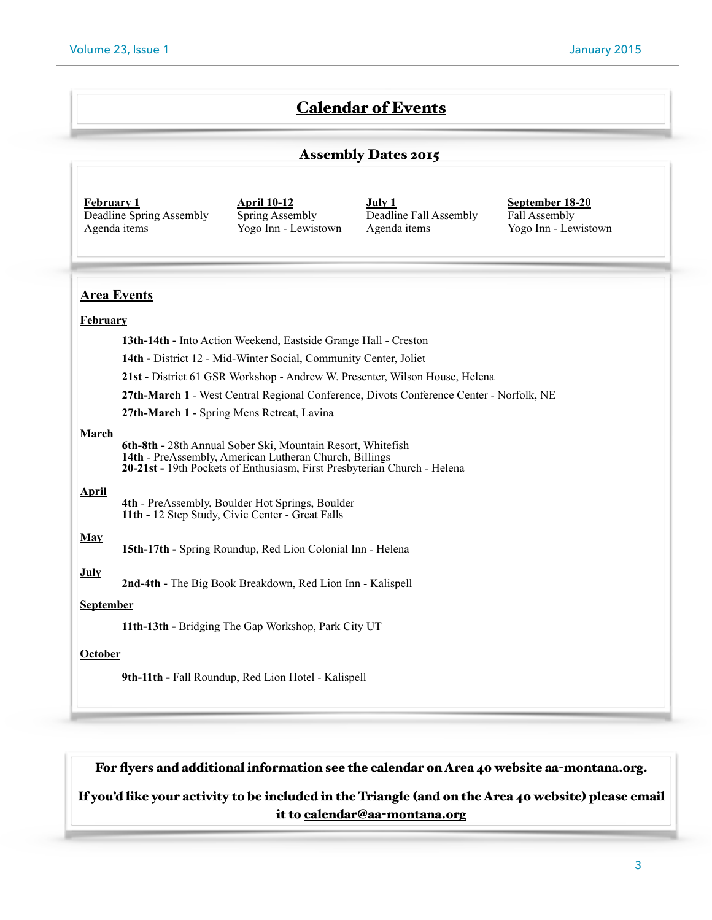# Calendar of Events

## Assembly Dates 2015

**February 1**
Deadline Spring Assembly Agenda items

**April 10-12**
Spring Assembly
Yogo Inn - Lewistown

**July 1**
Deadline Fall Assembly Agenda items

**September 18-20**
Fall Assembly
Yogo Inn - Lewistown

## Area Events

### February

**13th-14th -** Into Action Weekend, Eastside Grange Hall - Creston

**14th -** District 12 - Mid-Winter Social, Community Center, Joliet

**21st -** District 61 GSR Workshop - Andrew W. Presenter, Wilson House, Helena

**27th-March 1** - West Central Regional Conference, Divots Conference Center - Norfolk, NE

**27th-March 1** - Spring Mens Retreat, Lavina

### March

**6th-8th -** 28th Annual Sober Ski, Mountain Resort, Whitefish
**14th** - PreAssembly, American Lutheran Church, Billings
**20-21st -** 19th Pockets of Enthusiasm, First Presbyterian Church - Helena

### April

**4th** - PreAssembly, Boulder Hot Springs, Boulder
**11th -** 12 Step Study, Civic Center - Great Falls

### May

**15th-17th -** Spring Roundup, Red Lion Colonial Inn - Helena

### July

**2nd-4th -** The Big Book Breakdown, Red Lion Inn - Kalispell

### September

**11th-13th -** Bridging The Gap Workshop, Park City UT

### October

**9th-11th -** Fall Roundup, Red Lion Hotel - Kalispell

**For flyers and additional information see the calendar on Area 40 website aa-montana.org.**

**If you'd like your activity to be included in the Triangle (and on the Area 40 website) please email it to calendar@aa-montana.org**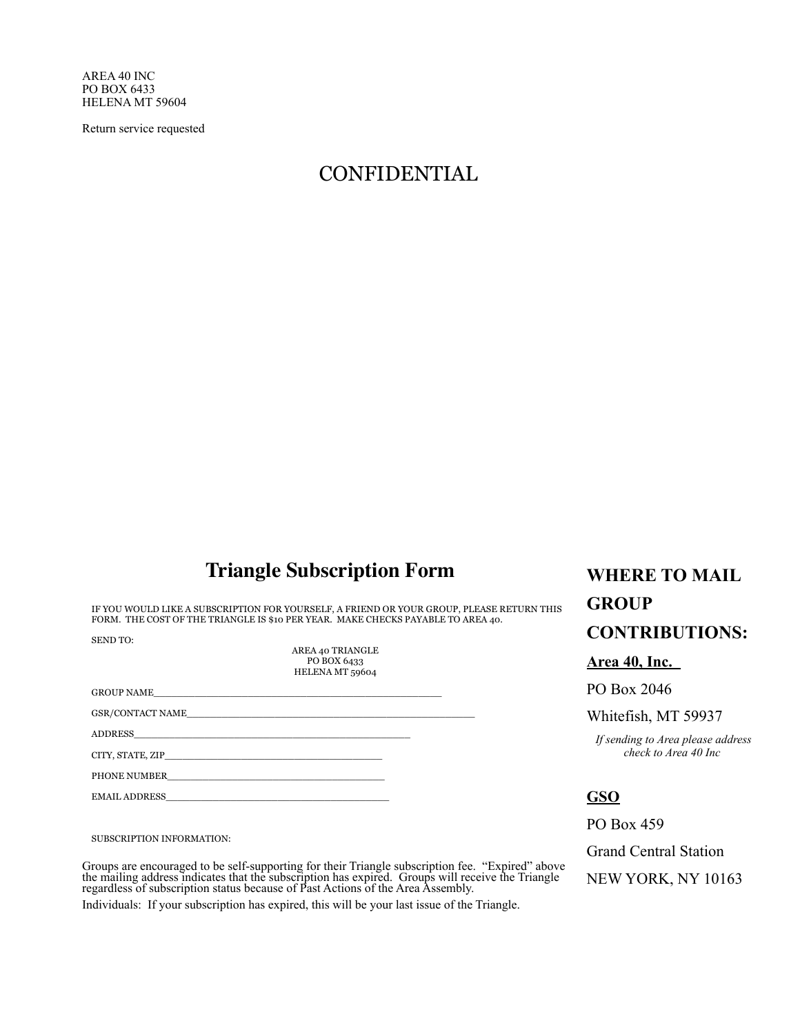AREA 40 INC
PO BOX 6433
HELENA MT 59604

Return service requested

# CONFIDENTIAL

## Triangle Subscription Form

IF YOU WOULD LIKE A SUBSCRIPTION FOR YOURSELF, A FRIEND OR YOUR GROUP, PLEASE RETURN THIS FORM. THE COST OF THE TRIANGLE IS $10 PER YEAR. MAKE CHECKS PAYABLE TO AREA 40.

SEND TO:

AREA 40 TRIANGLE
PO BOX 6433
HELENA MT 59604

GROUP NAME________________________________________________

GSR/CONTACT NAME________________________________________________

ADDRESS________________________________________________

CITY, STATE, ZIP________________________________________

PHONE NUMBER________________________________________

EMAIL ADDRESS________________________________________

SUBSCRIPTION INFORMATION:

Groups are encouraged to be self-supporting for their Triangle subscription fee. "Expired" above the mailing address indicates that the subscription has expired. Groups will receive the Triangle regardless of subscription status because of Past Actions of the Area Assembly.

Individuals: If your subscription has expired, this will be your last issue of the Triangle.

## WHERE TO MAIL GROUP CONTRIBUTIONS:

**Area 40, Inc.**

PO Box 2046

Whitefish, MT 59937

*If sending to Area please address check to Area 40 Inc*

**GSO**

PO Box 459

Grand Central Station

NEW YORK, NY 10163